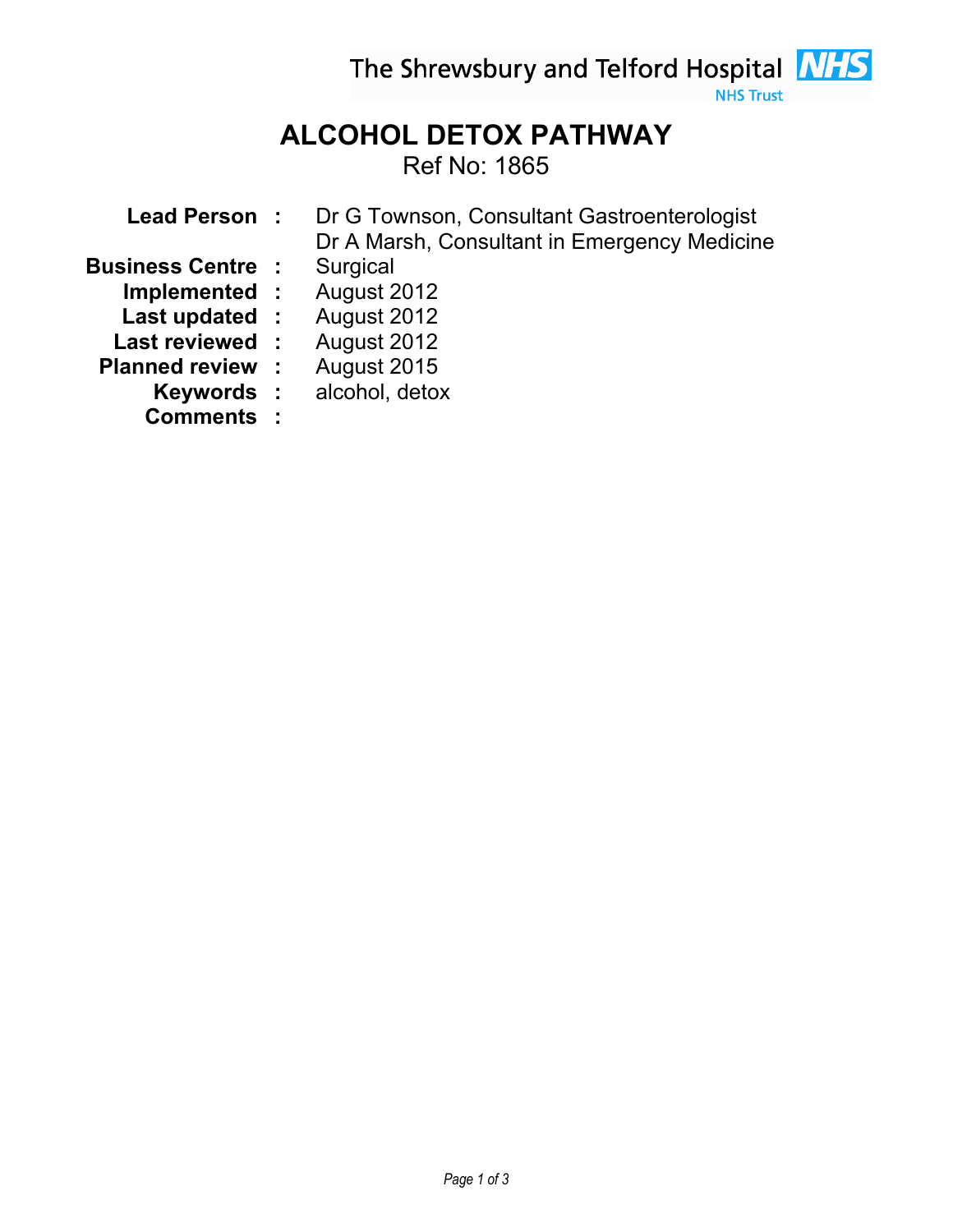The Shrewsbury and Telford Hospital NHS Trust

# ALCOHOL DETOX PATHWAY

Ref No: 1865

| | | |
|---|---|---|
| **Lead Person** | **:** | Dr G Townson, Consultant Gastroenterologist<br>Dr A Marsh, Consultant in Emergency Medicine |
| **Business Centre** | **:** | Surgical |
| **Implemented** | **:** | August 2012 |
| **Last updated** | **:** | August 2012 |
| **Last reviewed** | **:** | August 2012 |
| **Planned review** | **:** | August 2015 |
| **Keywords** | **:** | alcohol, detox |
| **Comments** | **:** | |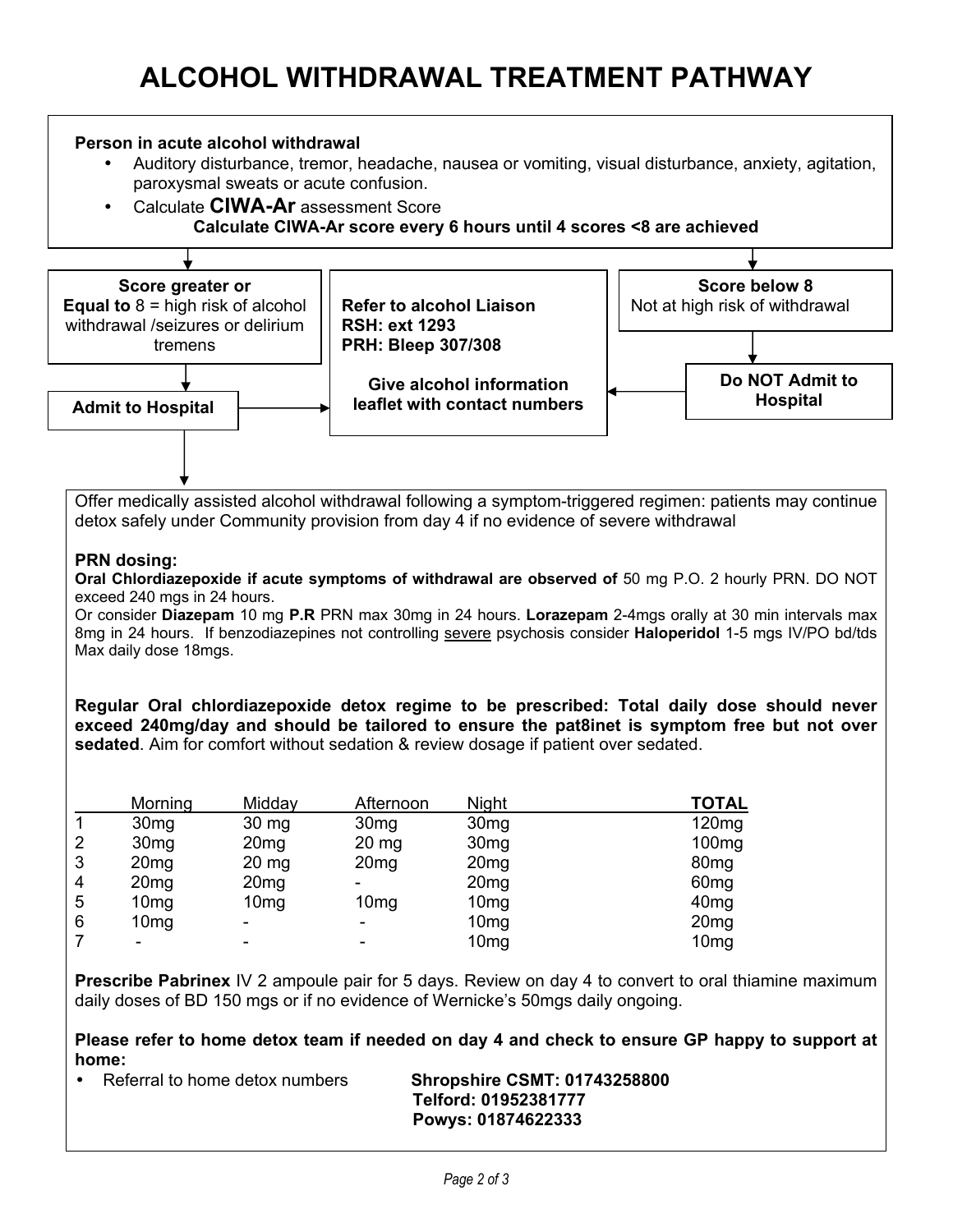# ALCOHOL WITHDRAWAL TREATMENT PATHWAY

**Person in acute alcohol withdrawal**

- Auditory disturbance, tremor, headache, nausea or vomiting, visual disturbance, anxiety, agitation, paroxysmal sweats or acute confusion.
- Calculate **CIWA-Ar** assessment Score

**Calculate CIWA-Ar score every 6 hours until 4 scores <8 are achieved**

**Score greater or Equal to** 8 = high risk of alcohol withdrawal /seizures or delirium tremens

→ **Admit to Hospital**

**Refer to alcohol Liaison**
**RSH: ext 1293**
**PRH: Bleep 307/308**

**Give alcohol information leaflet with contact numbers**

**Score below 8**
Not at high risk of withdrawal

→ **Do NOT Admit to Hospital**

Offer medically assisted alcohol withdrawal following a symptom-triggered regimen: patients may continue detox safely under Community provision from day 4 if no evidence of severe withdrawal

**PRN dosing:**
**Oral Chlordiazepoxide if acute symptoms of withdrawal are observed of** 50 mg P.O. 2 hourly PRN. DO NOT exceed 240 mgs in 24 hours.
Or consider **Diazepam** 10 mg **P.R** PRN max 30mg in 24 hours. **Lorazepam** 2-4mgs orally at 30 min intervals max 8mg in 24 hours. If benzodiazepines not controlling severe psychosis consider **Haloperidol** 1-5 mgs IV/PO bd/tds Max daily dose 18mgs.

**Regular Oral chlordiazepoxide detox regime to be prescribed: Total daily dose should never exceed 240mg/day and should be tailored to ensure the pat8inet is symptom free but not over sedated**. Aim for comfort without sedation & review dosage if patient over sedated.

| | Morning | Midday | Afternoon | Night | **TOTAL** |
|---|---|---|---|---|---|
| 1 | 30mg | 30 mg | 30mg | 30mg | 120mg |
| 2 | 30mg | 20mg | 20 mg | 30mg | 100mg |
| 3 | 20mg | 20 mg | 20mg | 20mg | 80mg |
| 4 | 20mg | 20mg | - | 20mg | 60mg |
| 5 | 10mg | 10mg | 10mg | 10mg | 40mg |
| 6 | 10mg | - | - | 10mg | 20mg |
| 7 | - | - | - | 10mg | 10mg |

**Prescribe Pabrinex** IV 2 ampoule pair for 5 days. Review on day 4 to convert to oral thiamine maximum daily doses of BD 150 mgs or if no evidence of Wernicke's 50mgs daily ongoing.

**Please refer to home detox team if needed on day 4 and check to ensure GP happy to support at home:**

- Referral to home detox numbers **Shropshire CSMT: 01743258800**
  **Telford: 01952381777**
  **Powys: 01874622333**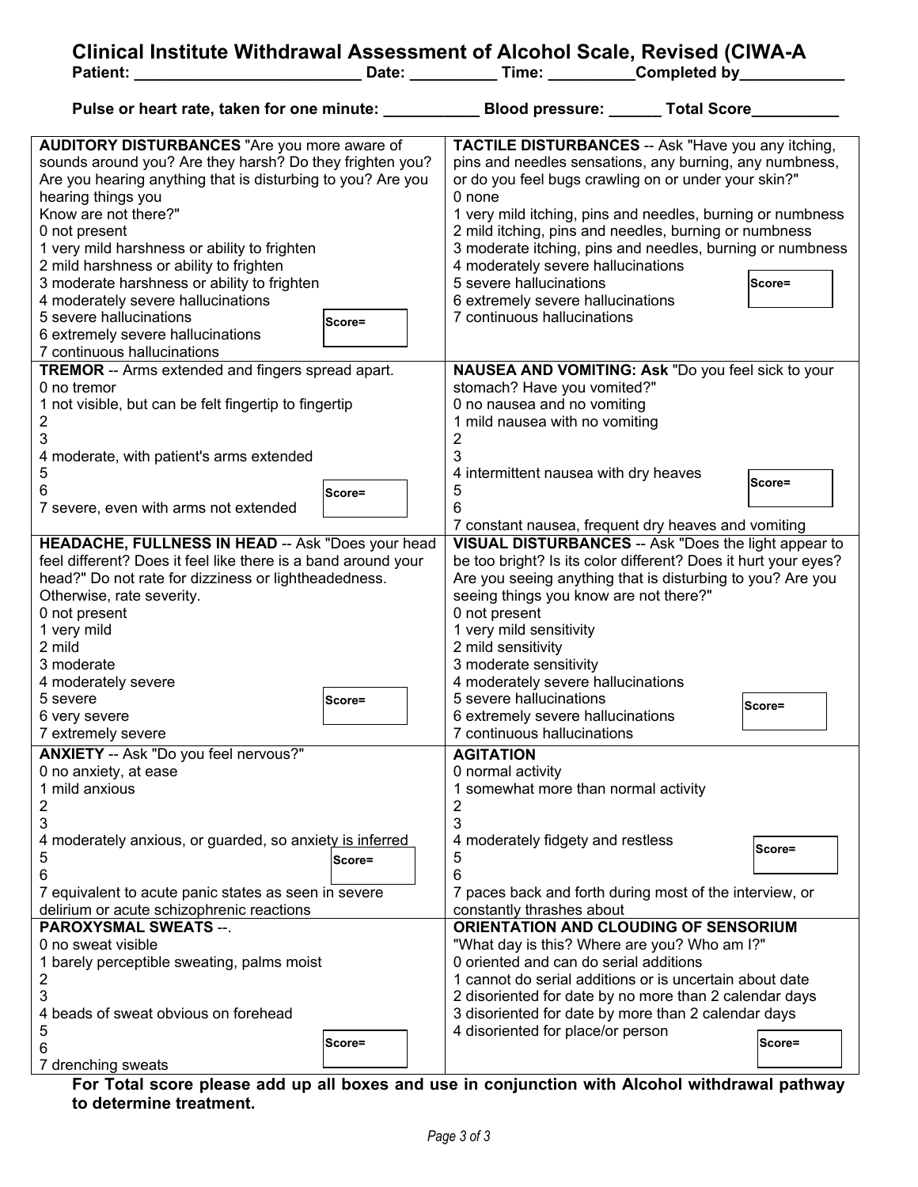# Clinical Institute Withdrawal Assessment of Alcohol Scale, Revised (CIWA-A

**Patient:** ___________________________ **Date:** __________ **Time:** __________**Completed by**____________

**Pulse or heart rate, taken for one minute:** ___________ **Blood pressure:** ______ **Total Score**__________

**AUDITORY DISTURBANCES** "Are you more aware of sounds around you? Are they harsh? Do they frighten you? Are you hearing anything that is disturbing to you? Are you hearing things you
Know are not there?"
0 not present
1 very mild harshness or ability to frighten
2 mild harshness or ability to frighten
3 moderate harshness or ability to frighten
4 moderately severe hallucinations
5 severe hallucinations
6 extremely severe hallucinations
7 continuous hallucinations

**Score=**

**TACTILE DISTURBANCES** -- Ask "Have you any itching, pins and needles sensations, any burning, any numbness, or do you feel bugs crawling on or under your skin?"
0 none
1 very mild itching, pins and needles, burning or numbness
2 mild itching, pins and needles, burning or numbness
3 moderate itching, pins and needles, burning or numbness
4 moderately severe hallucinations
5 severe hallucinations
6 extremely severe hallucinations
7 continuous hallucinations

**Score=**

**TREMOR** -- Arms extended and fingers spread apart.
0 no tremor
1 not visible, but can be felt fingertip to fingertip
2
3
4 moderate, with patient's arms extended
5
6
7 severe, even with arms not extended

**Score=**

**NAUSEA AND VOMITING: Ask** "Do you feel sick to your stomach? Have you vomited?"
0 no nausea and no vomiting
1 mild nausea with no vomiting
2
3
4 intermittent nausea with dry heaves
5
6
7 constant nausea, frequent dry heaves and vomiting

**Score=**

**HEADACHE, FULLNESS IN HEAD** -- Ask "Does your head feel different? Does it feel like there is a band around your head?" Do not rate for dizziness or lightheadedness. Otherwise, rate severity.
0 not present
1 very mild
2 mild
3 moderate
4 moderately severe
5 severe
6 very severe
7 extremely severe

**Score=**

**VISUAL DISTURBANCES** -- Ask "Does the light appear to be too bright? Is its color different? Does it hurt your eyes? Are you seeing anything that is disturbing to you? Are you seeing things you know are not there?"
0 not present
1 very mild sensitivity
2 mild sensitivity
3 moderate sensitivity
4 moderately severe hallucinations
5 severe hallucinations
6 extremely severe hallucinations
7 continuous hallucinations

**Score=**

**ANXIETY** -- Ask "Do you feel nervous?"
0 no anxiety, at ease
1 mild anxious
2
3
4 moderately anxious, or guarded, so anxiety is inferred
5
6
7 equivalent to acute panic states as seen in severe delirium or acute schizophrenic reactions

**Score=**

**AGITATION**
0 normal activity
1 somewhat more than normal activity
2
3
4 moderately fidgety and restless
5
6
7 paces back and forth during most of the interview, or constantly thrashes about

**Score=**

**PAROXYSMAL SWEATS** --.
0 no sweat visible
1 barely perceptible sweating, palms moist
2
3
4 beads of sweat obvious on forehead
5
6
7 drenching sweats

**Score=**

**ORIENTATION AND CLOUDING OF SENSORIUM**
"What day is this? Where are you? Who am I?"
0 oriented and can do serial additions
1 cannot do serial additions or is uncertain about date
2 disoriented for date by no more than 2 calendar days
3 disoriented for date by more than 2 calendar days
4 disoriented for place/or person

**Score=**

**For Total score please add up all boxes and use in conjunction with Alcohol withdrawal pathway to determine treatment.**